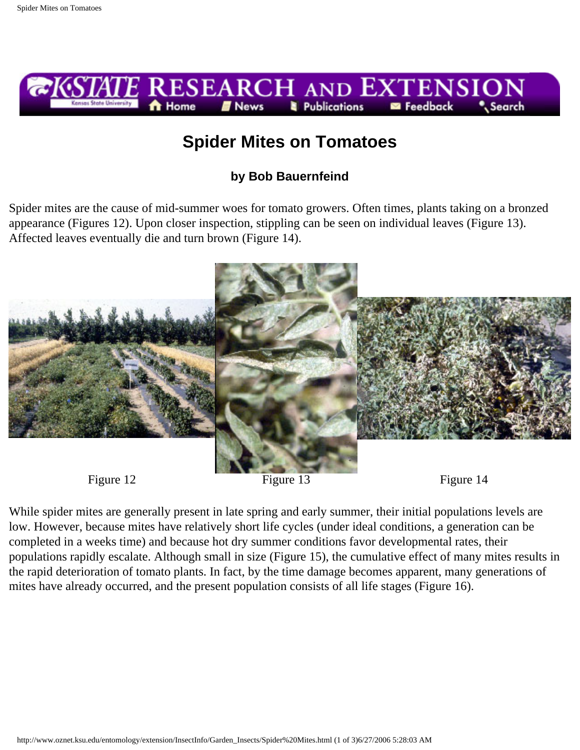# Spider Mites on Tomatoes

**by Bob Bauernfeind**

Spider mites are the cause of mid-summer woes for tomato growers. Often times, plants taking on a bronzed appearance (Figures 12). Upon closer inspection, stippling can be seen on individual leaves (Figure 13). Affected leaves eventually die and turn brown (Figure 14).

Figure 12

Figure 13

Figure 14

While spider mites are generally present in late spring and early summer, their initial populations levels are low. However, because mites have relatively short life cycles (under ideal conditions, a generation can be completed in a weeks time) and because hot dry summer conditions favor developmental rates, their populations rapidly escalate. Although small in size (Figure 15), the cumulative effect of many mites results in the rapid deterioration of tomato plants. In fact, by the time damage becomes apparent, many generations of mites have already occurred, and the present population consists of all life stages (Figure 16).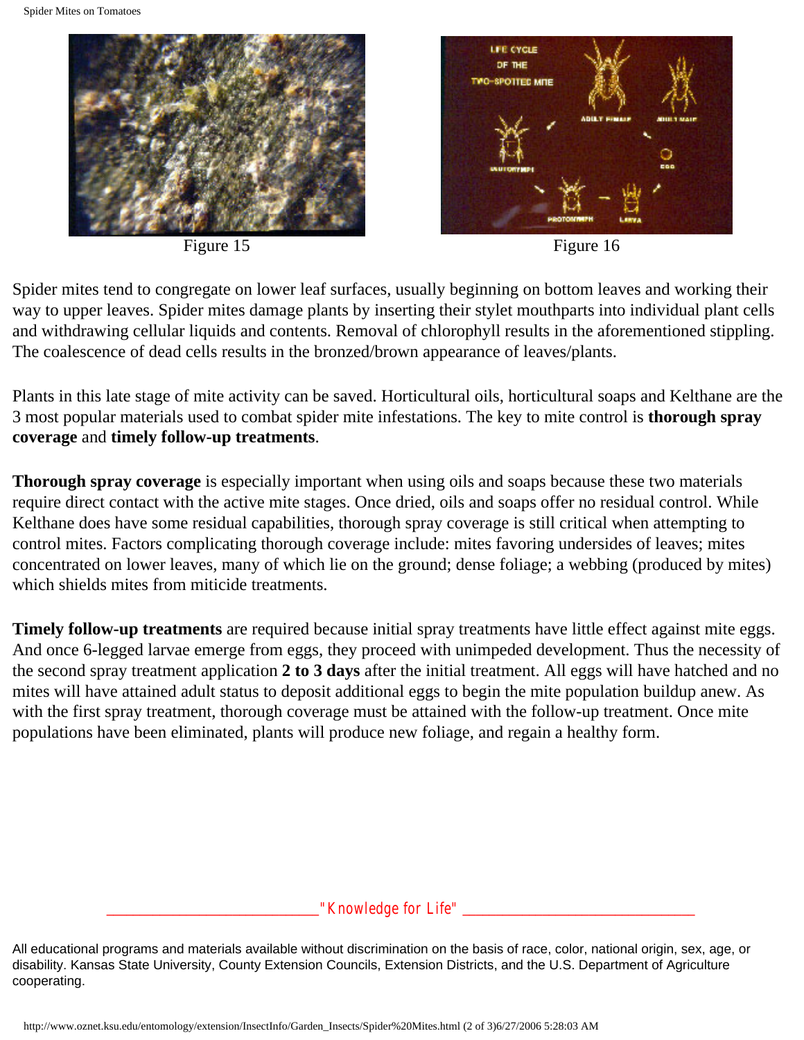Figure 15

Figure 16

Spider mites tend to congregate on lower leaf surfaces, usually beginning on bottom leaves and working their way to upper leaves. Spider mites damage plants by inserting their stylet mouthparts into individual plant cells and withdrawing cellular liquids and contents. Removal of chlorophyll results in the aforementioned stippling. The coalescence of dead cells results in the bronzed/brown appearance of leaves/plants.

Plants in this late stage of mite activity can be saved. Horticultural oils, horticultural soaps and Kelthane are the 3 most popular materials used to combat spider mite infestations. The key to mite control is **thorough spray coverage** and **timely follow-up treatments**.

**Thorough spray coverage** is especially important when using oils and soaps because these two materials require direct contact with the active mite stages. Once dried, oils and soaps offer no residual control. While Kelthane does have some residual capabilities, thorough spray coverage is still critical when attempting to control mites. Factors complicating thorough coverage include: mites favoring undersides of leaves; mites concentrated on lower leaves, many of which lie on the ground; dense foliage; a webbing (produced by mites) which shields mites from miticide treatments.

**Timely follow-up treatments** are required because initial spray treatments have little effect against mite eggs. And once 6-legged larvae emerge from eggs, they proceed with unimpeded development. Thus the necessity of the second spray treatment application **2 to 3 days** after the initial treatment. All eggs will have hatched and no mites will have attained adult status to deposit additional eggs to begin the mite population buildup anew. As with the first spray treatment, thorough coverage must be attained with the follow-up treatment. Once mite populations have been eliminated, plants will produce new foliage, and regain a healthy form.

"Knowledge for Life"

All educational programs and materials available without discrimination on the basis of race, color, national origin, sex, age, or disability. Kansas State University, County Extension Councils, Extension Districts, and the U.S. Department of Agriculture cooperating.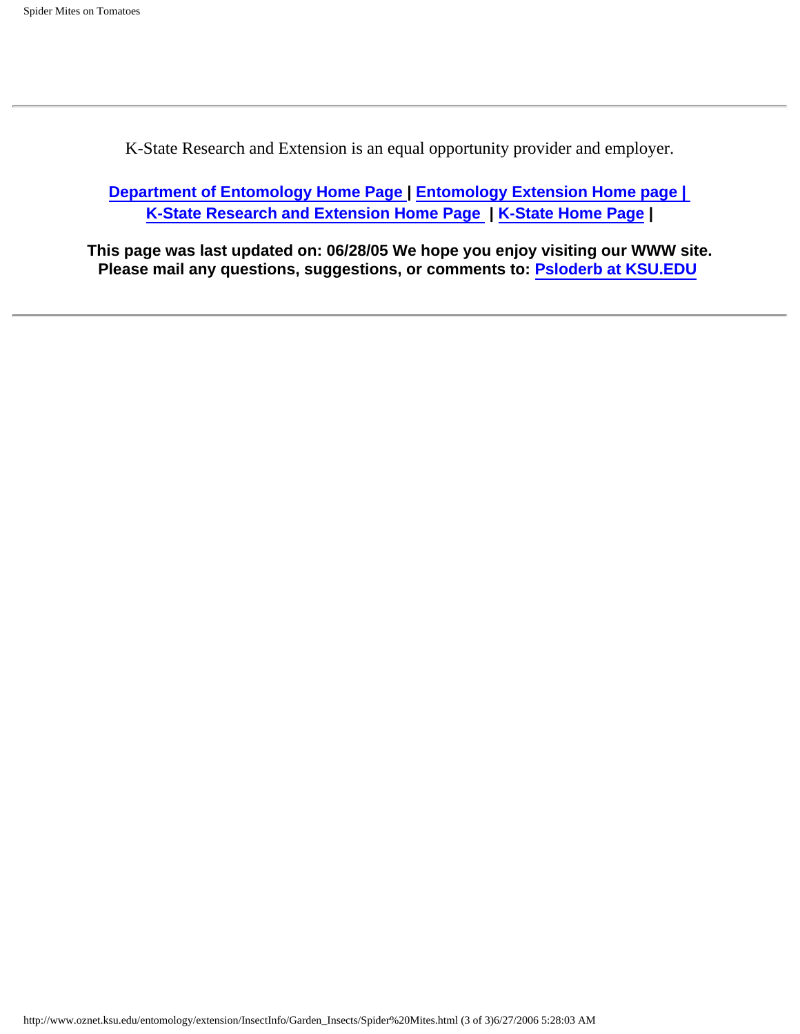---

K-State Research and Extension is an equal opportunity provider and employer.

**Department of Entomology Home Page | Entomology Extension Home page | K-State Research and Extension Home Page | K-State Home Page |**

**This page was last updated on: 06/28/05 We hope you enjoy visiting our WWW site. Please mail any questions, suggestions, or comments to: Psloderb at KSU.EDU**

---